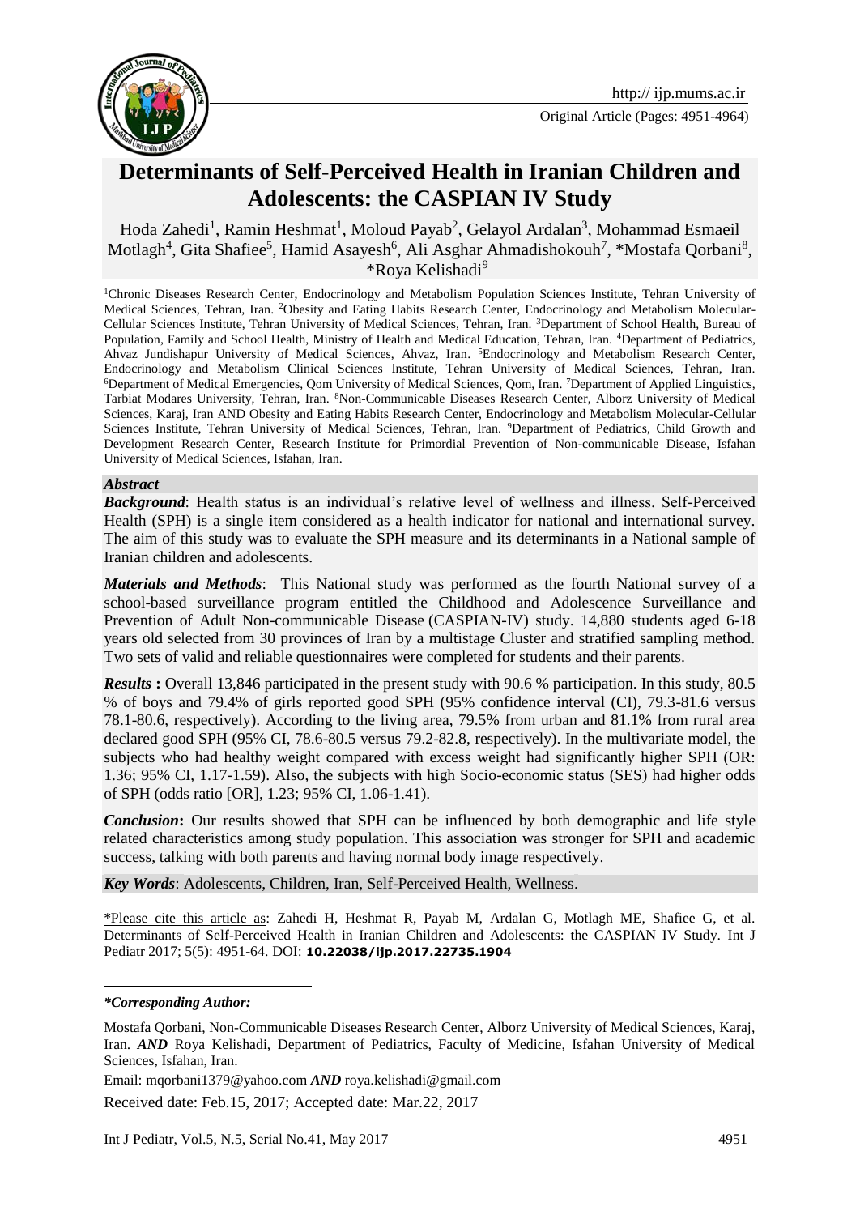Original Article (Pages: 4951-4964)

# Determinants of Self-Perceived Health in Iranian Children and Adolescents: the CASPIAN IV Study

Hoda Zahedi[1], Ramin Heshmat[1], Moloud Payab[2], Gelayol Ardalan[3], Mohammad Esmaeil Motlagh[4], Gita Shafiee[5], Hamid Asayesh[6], Ali Asghar Ahmadishokouh[7], *Mostafa Qorbani[8], *Roya Kelishadi[9]

[1]Chronic Diseases Research Center, Endocrinology and Metabolism Population Sciences Institute, Tehran University of Medical Sciences, Tehran, Iran. [2]Obesity and Eating Habits Research Center, Endocrinology and Metabolism Molecular-Cellular Sciences Institute, Tehran University of Medical Sciences, Tehran, Iran. [3]Department of School Health, Bureau of Population, Family and School Health, Ministry of Health and Medical Education, Tehran, Iran. [4]Department of Pediatrics, Ahvaz Jundishapur University of Medical Sciences, Ahvaz, Iran. [5]Endocrinology and Metabolism Research Center, Endocrinology and Metabolism Clinical Sciences Institute, Tehran University of Medical Sciences, Tehran, Iran. [6]Department of Medical Emergencies, Qom University of Medical Sciences, Qom, Iran. [7]Department of Applied Linguistics, Tarbiat Modares University, Tehran, Iran. [8]Non-Communicable Diseases Research Center, Alborz University of Medical Sciences, Karaj, Iran AND Obesity and Eating Habits Research Center, Endocrinology and Metabolism Molecular-Cellular Sciences Institute, Tehran University of Medical Sciences, Tehran, Iran. [9]Department of Pediatrics, Child Growth and Development Research Center, Research Institute for Primordial Prevention of Non-communicable Disease, Isfahan University of Medical Sciences, Isfahan, Iran.

### *Abstract*

***Background***: Health status is an individual's relative level of wellness and illness. Self-Perceived Health (SPH) is a single item considered as a health indicator for national and international survey. The aim of this study was to evaluate the SPH measure and its determinants in a National sample of Iranian children and adolescents.

***Materials and Methods***: This National study was performed as the fourth National survey of a school-based surveillance program entitled the Childhood and Adolescence Surveillance and Prevention of Adult Non-communicable Disease (CASPIAN-IV) study. 14,880 students aged 6-18 years old selected from 30 provinces of Iran by a multistage Cluster and stratified sampling method. Two sets of valid and reliable questionnaires were completed for students and their parents.

***Results*** **:** Overall 13,846 participated in the present study with 90.6 % participation. In this study, 80.5 % of boys and 79.4% of girls reported good SPH (95% confidence interval (CI), 79.3-81.6 versus 78.1-80.6, respectively). According to the living area, 79.5% from urban and 81.1% from rural area declared good SPH (95% CI, 78.6-80.5 versus 79.2-82.8, respectively). In the multivariate model, the subjects who had healthy weight compared with excess weight had significantly higher SPH (OR: 1.36; 95% CI, 1.17-1.59). Also, the subjects with high Socio-economic status (SES) had higher odds of SPH (odds ratio [OR], 1.23; 95% CI, 1.06-1.41).

***Conclusion*****:** Our results showed that SPH can be influenced by both demographic and life style related characteristics among study population. This association was stronger for SPH and academic success, talking with both parents and having normal body image respectively.

***Key Words***: Adolescents, Children, Iran, Self-Perceived Health, Wellness.

\*Please cite this article as: Zahedi H, Heshmat R, Payab M, Ardalan G, Motlagh ME, Shafiee G, et al. Determinants of Self-Perceived Health in Iranian Children and Adolescents: the CASPIAN IV Study. Int J Pediatr 2017; 5(5): 4951-64. DOI: **10.22038/ijp.2017.22735.1904**

***\*Corresponding Author:***

Mostafa Qorbani, Non-Communicable Diseases Research Center, Alborz University of Medical Sciences, Karaj, Iran. ***AND*** Roya Kelishadi, Department of Pediatrics, Faculty of Medicine, Isfahan University of Medical Sciences, Isfahan, Iran.

Email: mqorbani1379@yahoo.com ***AND*** roya.kelishadi@gmail.com

Received date: Feb.15, 2017; Accepted date: Mar.22, 2017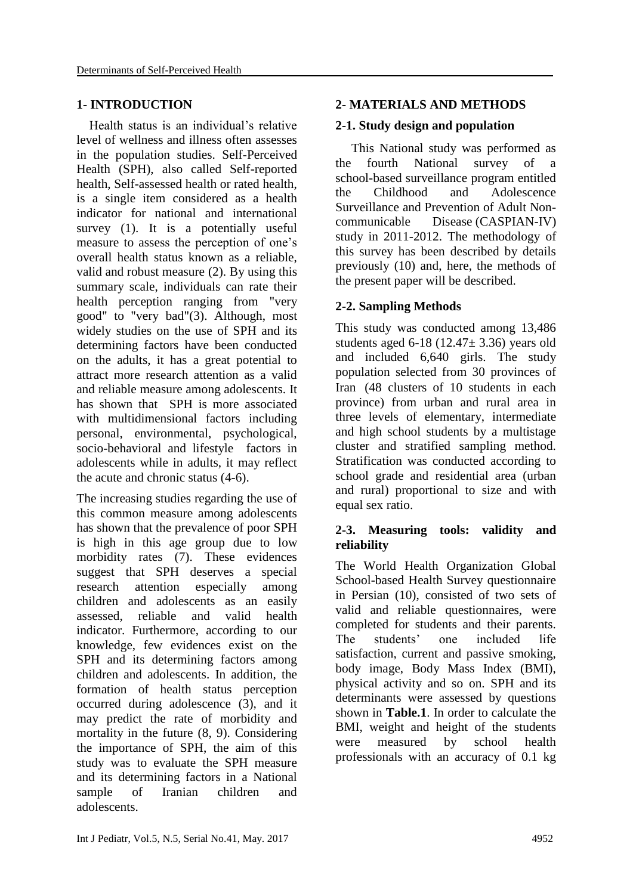## 1- INTRODUCTION

Health status is an individual's relative level of wellness and illness often assesses in the population studies. Self-Perceived Health (SPH), also called Self-reported health, Self-assessed health or rated health, is a single item considered as a health indicator for national and international survey (1). It is a potentially useful measure to assess the perception of one's overall health status known as a reliable, valid and robust measure (2). By using this summary scale, individuals can rate their health perception ranging from "very good" to "very bad"(3). Although, most widely studies on the use of SPH and its determining factors have been conducted on the adults, it has a great potential to attract more research attention as a valid and reliable measure among adolescents. It has shown that SPH is more associated with multidimensional factors including personal, environmental, psychological, socio-behavioral and lifestyle factors in adolescents while in adults, it may reflect the acute and chronic status (4-6).

The increasing studies regarding the use of this common measure among adolescents has shown that the prevalence of poor SPH is high in this age group due to low morbidity rates (7). These evidences suggest that SPH deserves a special research attention especially among children and adolescents as an easily assessed, reliable and valid health indicator. Furthermore, according to our knowledge, few evidences exist on the SPH and its determining factors among children and adolescents. In addition, the formation of health status perception occurred during adolescence (3), and it may predict the rate of morbidity and mortality in the future (8, 9). Considering the importance of SPH, the aim of this study was to evaluate the SPH measure and its determining factors in a National sample of Iranian children and adolescents.

## 2- MATERIALS AND METHODS

### 2-1. Study design and population

This National study was performed as the fourth National survey of a school-based surveillance program entitled the Childhood and Adolescence Surveillance and Prevention of Adult Non-communicable Disease (CASPIAN-IV) study in 2011-2012. The methodology of this survey has been described by details previously (10) and, here, the methods of the present paper will be described.

### 2-2. Sampling Methods

This study was conducted among 13,486 students aged 6-18 (12.47± 3.36) years old and included 6,640 girls. The study population selected from 30 provinces of Iran (48 clusters of 10 students in each province) from urban and rural area in three levels of elementary, intermediate and high school students by a multistage cluster and stratified sampling method. Stratification was conducted according to school grade and residential area (urban and rural) proportional to size and with equal sex ratio.

### 2-3. Measuring tools: validity and reliability

The World Health Organization Global School-based Health Survey questionnaire in Persian (10), consisted of two sets of valid and reliable questionnaires, were completed for students and their parents. The students' one included life satisfaction, current and passive smoking, body image, Body Mass Index (BMI), physical activity and so on. SPH and its determinants were assessed by questions shown in **Table.1**. In order to calculate the BMI, weight and height of the students were measured by school health professionals with an accuracy of 0.1 kg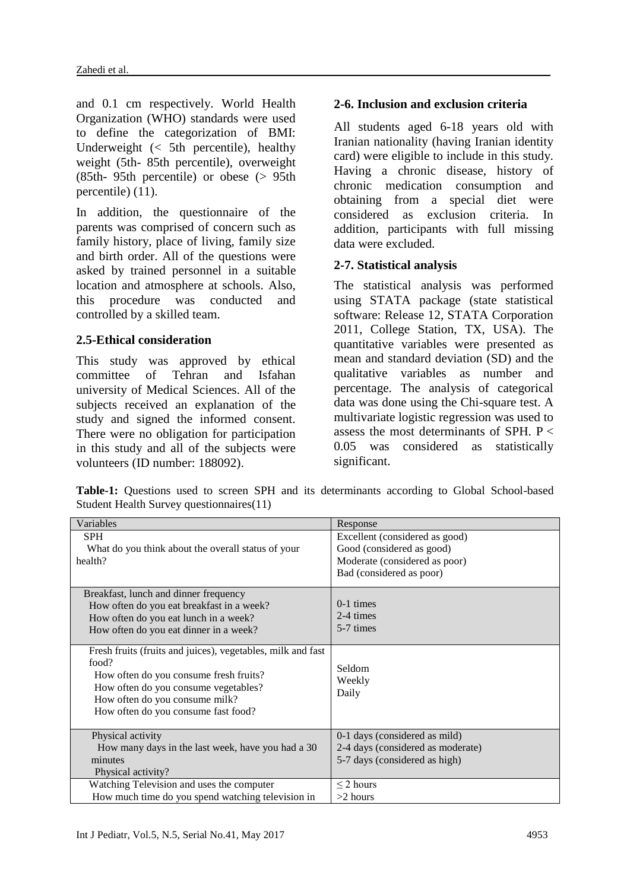and 0.1 cm respectively. World Health Organization (WHO) standards were used to define the categorization of BMI: Underweight (< 5th percentile), healthy weight (5th- 85th percentile), overweight (85th- 95th percentile) or obese (> 95th percentile) (11).

In addition, the questionnaire of the parents was comprised of concern such as family history, place of living, family size and birth order. All of the questions were asked by trained personnel in a suitable location and atmosphere at schools. Also, this procedure was conducted and controlled by a skilled team.

### 2.5-Ethical consideration

This study was approved by ethical committee of Tehran and Isfahan university of Medical Sciences. All of the subjects received an explanation of the study and signed the informed consent. There were no obligation for participation in this study and all of the subjects were volunteers (ID number: 188092).

### 2-6. Inclusion and exclusion criteria

All students aged 6-18 years old with Iranian nationality (having Iranian identity card) were eligible to include in this study. Having a chronic disease, history of chronic medication consumption and obtaining from a special diet were considered as exclusion criteria. In addition, participants with full missing data were excluded.

### 2-7. Statistical analysis

The statistical analysis was performed using STATA package (state statistical software: Release 12, STATA Corporation 2011, College Station, TX, USA). The quantitative variables were presented as mean and standard deviation (SD) and the qualitative variables as number and percentage. The analysis of categorical data was done using the Chi-square test. A multivariate logistic regression was used to assess the most determinants of SPH. $P < 0.05$ was considered as statistically significant.

**Table-1:** Questions used to screen SPH and its determinants according to Global School-based Student Health Survey questionnaires(11)

| Variables | Response |
|---|---|
| SPH<br>What do you think about the overall status of your health? | Excellent (considered as good)<br>Good (considered as good)<br>Moderate (considered as poor)<br>Bad (considered as poor) |
| Breakfast, lunch and dinner frequency<br>How often do you eat breakfast in a week?<br>How often do you eat lunch in a week?<br>How often do you eat dinner in a week? | 0-1 times<br>2-4 times<br>5-7 times |
| Fresh fruits (fruits and juices), vegetables, milk and fast food?<br>How often do you consume fresh fruits?<br>How often do you consume vegetables?<br>How often do you consume milk?<br>How often do you consume fast food? | Seldom<br>Weekly<br>Daily |
| Physical activity<br>How many days in the last week, have you had a 30 minutes<br>Physical activity? | 0-1 days (considered as mild)<br>2-4 days (considered as moderate)<br>5-7 days (considered as high) |
| Watching Television and uses the computer<br>How much time do you spend watching television in | ≤ 2 hours<br>>2 hours |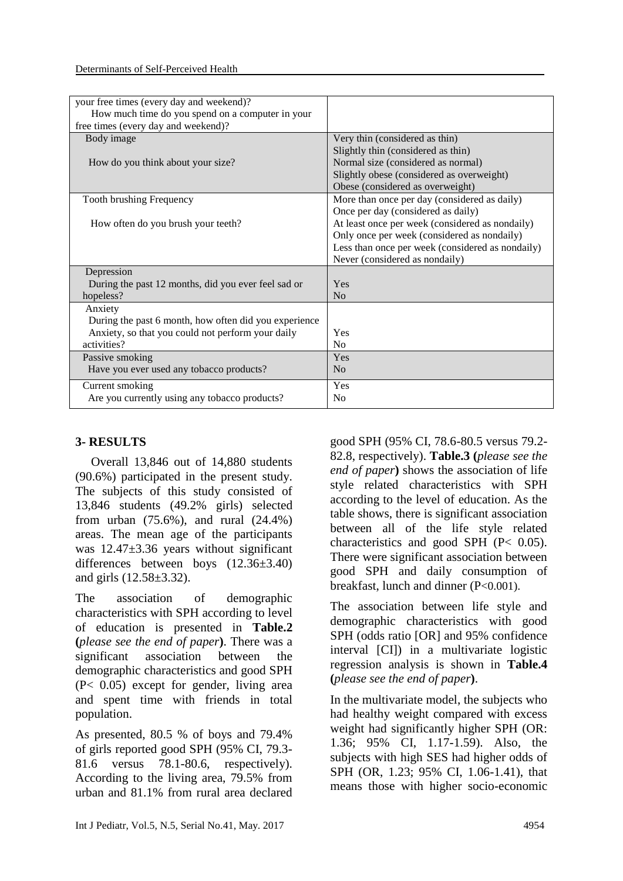| your free times (every day and weekend)? How much time do you spend on a computer in your free times (every day and weekend)? | |
|---|---|
| Body image<br><br>How do you think about your size? | Very thin (considered as thin)<br>Slightly thin (considered as thin)<br>Normal size (considered as normal)<br>Slightly obese (considered as overweight)<br>Obese (considered as overweight) |
| Tooth brushing Frequency<br><br>How often do you brush your teeth? | More than once per day (considered as daily)<br>Once per day (considered as daily)<br>At least once per week (considered as nondaily)<br>Only once per week (considered as nondaily)<br>Less than once per week (considered as nondaily)<br>Never (considered as nondaily) |
| Depression<br>During the past 12 months, did you ever feel sad or hopeless? | Yes<br>No |
| Anxiety<br>During the past 6 month, how often did you experience Anxiety, so that you could not perform your daily activities? | Yes<br>No |
| Passive smoking<br>Have you ever used any tobacco products? | Yes<br>No |
| Current smoking<br>Are you currently using any tobacco products? | Yes<br>No |

## 3- RESULTS

Overall 13,846 out of 14,880 students (90.6%) participated in the present study. The subjects of this study consisted of 13,846 students (49.2% girls) selected from urban (75.6%), and rural (24.4%) areas. The mean age of the participants was 12.47±3.36 years without significant differences between boys (12.36±3.40) and girls (12.58±3.32).

The association of demographic characteristics with SPH according to level of education is presented in **Table.2 (***please see the end of paper***)**. There was a significant association between the demographic characteristics and good SPH (P< 0.05) except for gender, living area and spent time with friends in total population.

As presented, 80.5 % of boys and 79.4% of girls reported good SPH (95% CI, 79.3-81.6 versus 78.1-80.6, respectively). According to the living area, 79.5% from urban and 81.1% from rural area declared good SPH (95% CI, 78.6-80.5 versus 79.2-82.8, respectively). **Table.3 (***please see the end of paper***)** shows the association of life style related characteristics with SPH according to the level of education. As the table shows, there is significant association between all of the life style related characteristics and good SPH (P< 0.05). There were significant association between good SPH and daily consumption of breakfast, lunch and dinner (P<0.001).

The association between life style and demographic characteristics with good SPH (odds ratio [OR] and 95% confidence interval [CI]) in a multivariate logistic regression analysis is shown in **Table.4 (***please see the end of paper***)**.

In the multivariate model, the subjects who had healthy weight compared with excess weight had significantly higher SPH (OR: 1.36; 95% CI, 1.17-1.59). Also, the subjects with high SES had higher odds of SPH (OR, 1.23; 95% CI, 1.06-1.41), that means those with higher socio-economic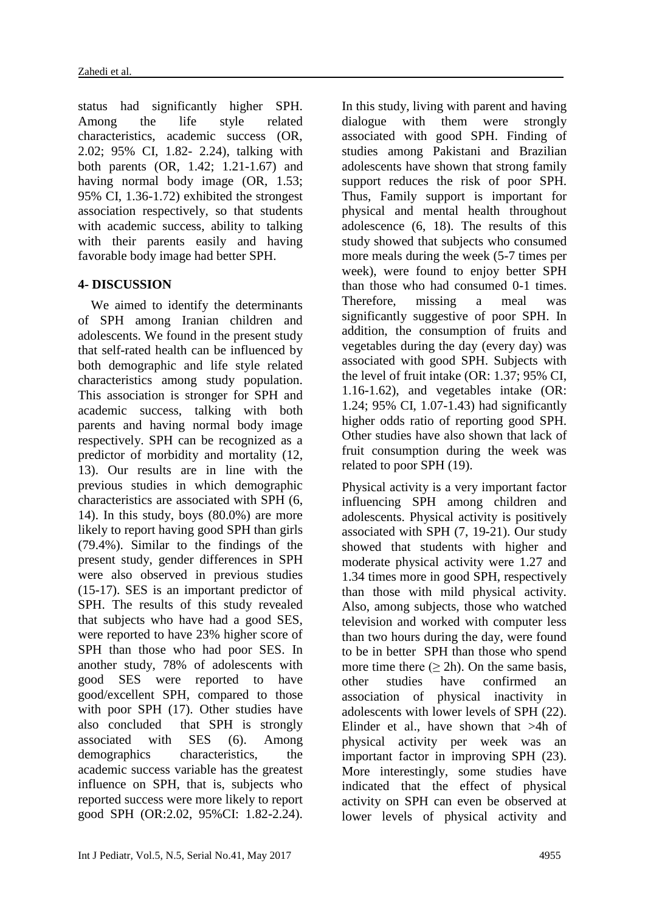status had significantly higher SPH. Among the life style related characteristics, academic success (OR, 2.02; 95% CI, 1.82- 2.24), talking with both parents (OR, 1.42; 1.21-1.67) and having normal body image (OR, 1.53; 95% CI, 1.36-1.72) exhibited the strongest association respectively, so that students with academic success, ability to talking with their parents easily and having favorable body image had better SPH.

## 4- DISCUSSION

We aimed to identify the determinants of SPH among Iranian children and adolescents. We found in the present study that self-rated health can be influenced by both demographic and life style related characteristics among study population. This association is stronger for SPH and academic success, talking with both parents and having normal body image respectively. SPH can be recognized as a predictor of morbidity and mortality (12, 13). Our results are in line with the previous studies in which demographic characteristics are associated with SPH (6, 14). In this study, boys (80.0%) are more likely to report having good SPH than girls (79.4%). Similar to the findings of the present study, gender differences in SPH were also observed in previous studies (15-17). SES is an important predictor of SPH. The results of this study revealed that subjects who have had a good SES, were reported to have 23% higher score of SPH than those who had poor SES. In another study, 78% of adolescents with good SES were reported to have good/excellent SPH, compared to those with poor SPH (17). Other studies have also concluded that SPH is strongly associated with SES (6). Among demographics characteristics, the academic success variable has the greatest influence on SPH, that is, subjects who reported success were more likely to report good SPH (OR:2.02, 95%CI: 1.82-2.24).

In this study, living with parent and having dialogue with them were strongly associated with good SPH. Finding of studies among Pakistani and Brazilian adolescents have shown that strong family support reduces the risk of poor SPH. Thus, Family support is important for physical and mental health throughout adolescence (6, 18). The results of this study showed that subjects who consumed more meals during the week (5-7 times per week), were found to enjoy better SPH than those who had consumed 0-1 times. Therefore, missing a meal was significantly suggestive of poor SPH. In addition, the consumption of fruits and vegetables during the day (every day) was associated with good SPH. Subjects with the level of fruit intake (OR: 1.37; 95% CI, 1.16-1.62), and vegetables intake (OR: 1.24; 95% CI, 1.07-1.43) had significantly higher odds ratio of reporting good SPH. Other studies have also shown that lack of fruit consumption during the week was related to poor SPH (19).

Physical activity is a very important factor influencing SPH among children and adolescents. Physical activity is positively associated with SPH (7, 19-21). Our study showed that students with higher and moderate physical activity were 1.27 and 1.34 times more in good SPH, respectively than those with mild physical activity. Also, among subjects, those who watched television and worked with computer less than two hours during the day, were found to be in better SPH than those who spend more time there ($\geq$ 2h). On the same basis, other studies have confirmed an association of physical inactivity in adolescents with lower levels of SPH (22). Elinder et al., have shown that >4h of physical activity per week was an important factor in improving SPH (23). More interestingly, some studies have indicated that the effect of physical activity on SPH can even be observed at lower levels of physical activity and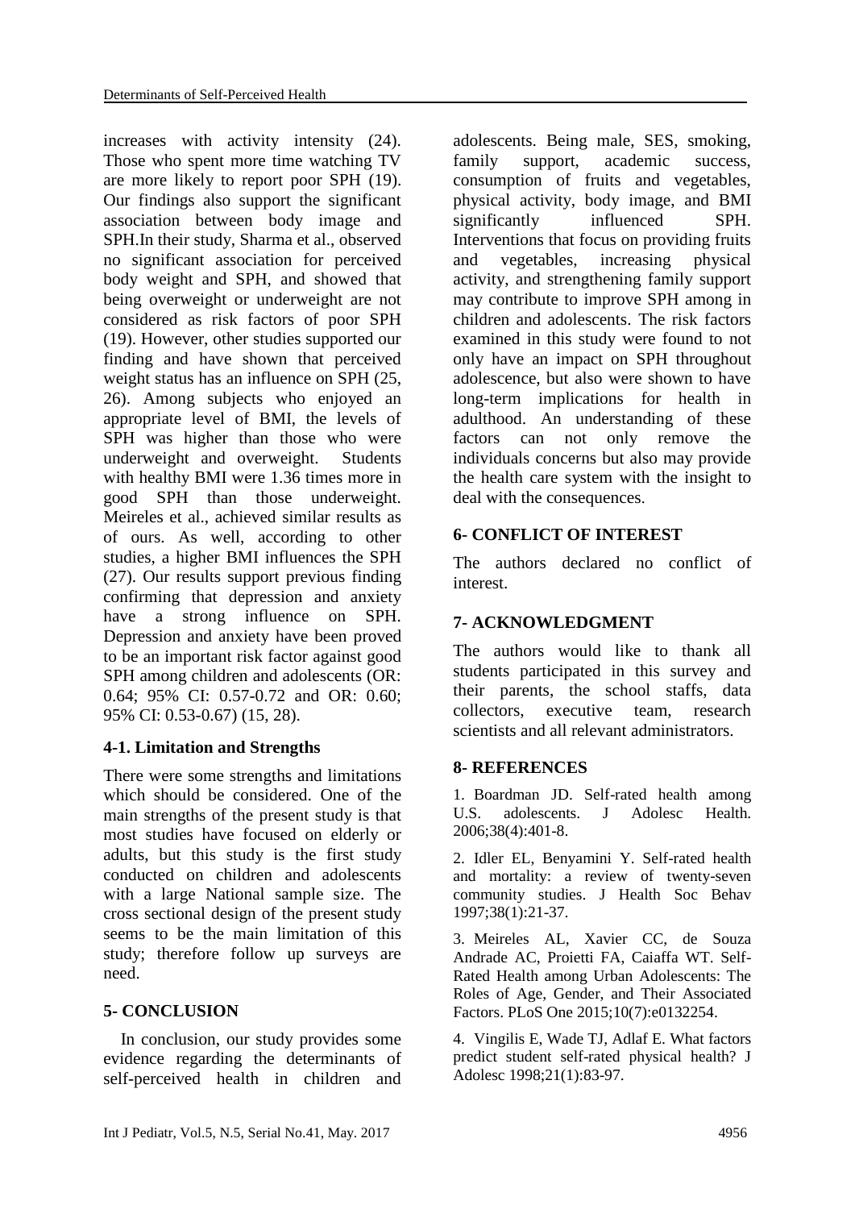increases with activity intensity (24). Those who spent more time watching TV are more likely to report poor SPH (19). Our findings also support the significant association between body image and SPH.In their study, Sharma et al., observed no significant association for perceived body weight and SPH, and showed that being overweight or underweight are not considered as risk factors of poor SPH (19). However, other studies supported our finding and have shown that perceived weight status has an influence on SPH (25, 26). Among subjects who enjoyed an appropriate level of BMI, the levels of SPH was higher than those who were underweight and overweight. Students with healthy BMI were 1.36 times more in good SPH than those underweight. Meireles et al., achieved similar results as of ours. As well, according to other studies, a higher BMI influences the SPH (27). Our results support previous finding confirming that depression and anxiety have a strong influence on SPH. Depression and anxiety have been proved to be an important risk factor against good SPH among children and adolescents (OR: 0.64; 95% CI: 0.57-0.72 and OR: 0.60; 95% CI: 0.53-0.67) (15, 28).

### 4-1. Limitation and Strengths

There were some strengths and limitations which should be considered. One of the main strengths of the present study is that most studies have focused on elderly or adults, but this study is the first study conducted on children and adolescents with a large National sample size. The cross sectional design of the present study seems to be the main limitation of this study; therefore follow up surveys are need.

## 5- CONCLUSION

In conclusion, our study provides some evidence regarding the determinants of self-perceived health in children and adolescents. Being male, SES, smoking, family support, academic success, consumption of fruits and vegetables, physical activity, body image, and BMI significantly influenced SPH. Interventions that focus on providing fruits and vegetables, increasing physical activity, and strengthening family support may contribute to improve SPH among in children and adolescents. The risk factors examined in this study were found to not only have an impact on SPH throughout adolescence, but also were shown to have long-term implications for health in adulthood. An understanding of these factors can not only remove the individuals concerns but also may provide the health care system with the insight to deal with the consequences.

## 6- CONFLICT OF INTEREST

The authors declared no conflict of interest.

## 7- ACKNOWLEDGMENT

The authors would like to thank all students participated in this survey and their parents, the school staffs, data collectors, executive team, research scientists and all relevant administrators.

## 8- REFERENCES

1. Boardman JD. Self-rated health among U.S. adolescents. J Adolesc Health. 2006;38(4):401-8.

2. Idler EL, Benyamini Y. Self-rated health and mortality: a review of twenty-seven community studies. J Health Soc Behav 1997;38(1):21-37.

3. Meireles AL, Xavier CC, de Souza Andrade AC, Proietti FA, Caiaffa WT. Self-Rated Health among Urban Adolescents: The Roles of Age, Gender, and Their Associated Factors. PLoS One 2015;10(7):e0132254.

4. Vingilis E, Wade TJ, Adlaf E. What factors predict student self-rated physical health? J Adolesc 1998;21(1):83-97.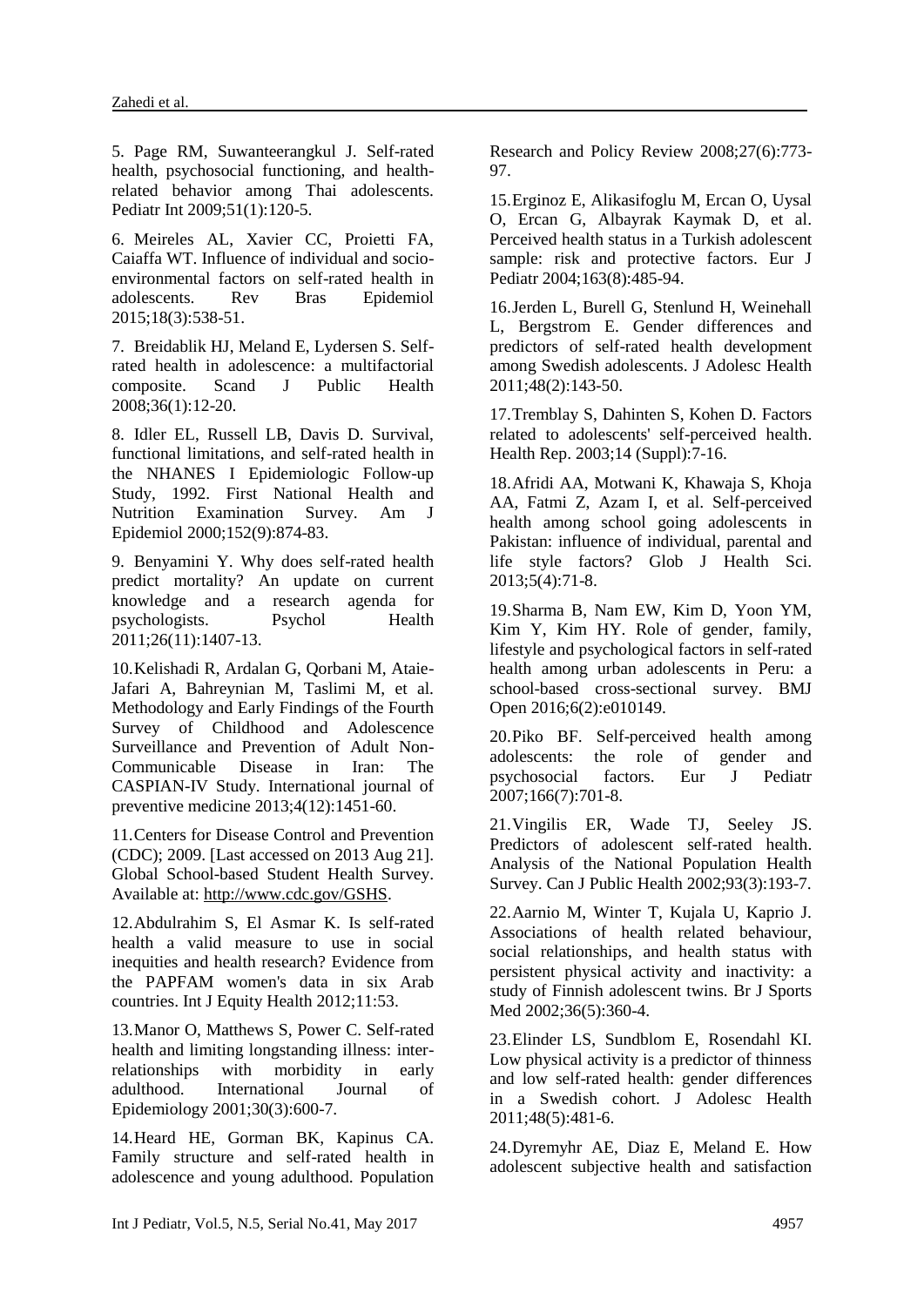5. Page RM, Suwanteerangkul J. Self-rated health, psychosocial functioning, and health-related behavior among Thai adolescents. Pediatr Int 2009;51(1):120-5.

6. Meireles AL, Xavier CC, Proietti FA, Caiaffa WT. Influence of individual and socio-environmental factors on self-rated health in adolescents. Rev Bras Epidemiol 2015;18(3):538-51.

7. Breidablik HJ, Meland E, Lydersen S. Self-rated health in adolescence: a multifactorial composite. Scand J Public Health 2008;36(1):12-20.

8. Idler EL, Russell LB, Davis D. Survival, functional limitations, and self-rated health in the NHANES I Epidemiologic Follow-up Study, 1992. First National Health and Nutrition Examination Survey. Am J Epidemiol 2000;152(9):874-83.

9. Benyamini Y. Why does self-rated health predict mortality? An update on current knowledge and a research agenda for psychologists. Psychol Health 2011;26(11):1407-13.

10. Kelishadi R, Ardalan G, Qorbani M, Ataie-Jafari A, Bahreynian M, Taslimi M, et al. Methodology and Early Findings of the Fourth Survey of Childhood and Adolescence Surveillance and Prevention of Adult Non-Communicable Disease in Iran: The CASPIAN-IV Study. International journal of preventive medicine 2013;4(12):1451-60.

11. Centers for Disease Control and Prevention (CDC); 2009. [Last accessed on 2013 Aug 21]. Global School-based Student Health Survey. Available at: http://www.cdc.gov/GSHS.

12. Abdulrahim S, El Asmar K. Is self-rated health a valid measure to use in social inequities and health research? Evidence from the PAPFAM women's data in six Arab countries. Int J Equity Health 2012;11:53.

13. Manor O, Matthews S, Power C. Self-rated health and limiting longstanding illness: inter-relationships with morbidity in early adulthood. International Journal of Epidemiology 2001;30(3):600-7.

14. Heard HE, Gorman BK, Kapinus CA. Family structure and self-rated health in adolescence and young adulthood. Population Research and Policy Review 2008;27(6):773-97.

15. Erginoz E, Alikasifoglu M, Ercan O, Uysal O, Ercan G, Albayrak Kaymak D, et al. Perceived health status in a Turkish adolescent sample: risk and protective factors. Eur J Pediatr 2004;163(8):485-94.

16. Jerden L, Burell G, Stenlund H, Weinehall L, Bergstrom E. Gender differences and predictors of self-rated health development among Swedish adolescents. J Adolesc Health 2011;48(2):143-50.

17. Tremblay S, Dahinten S, Kohen D. Factors related to adolescents' self-perceived health. Health Rep. 2003;14 (Suppl):7-16.

18. Afridi AA, Motwani K, Khawaja S, Khoja AA, Fatmi Z, Azam I, et al. Self-perceived health among school going adolescents in Pakistan: influence of individual, parental and life style factors? Glob J Health Sci. 2013;5(4):71-8.

19. Sharma B, Nam EW, Kim D, Yoon YM, Kim Y, Kim HY. Role of gender, family, lifestyle and psychological factors in self-rated health among urban adolescents in Peru: a school-based cross-sectional survey. BMJ Open 2016;6(2):e010149.

20. Piko BF. Self-perceived health among adolescents: the role of gender and psychosocial factors. Eur J Pediatr 2007;166(7):701-8.

21. Vingilis ER, Wade TJ, Seeley JS. Predictors of adolescent self-rated health. Analysis of the National Population Health Survey. Can J Public Health 2002;93(3):193-7.

22. Aarnio M, Winter T, Kujala U, Kaprio J. Associations of health related behaviour, social relationships, and health status with persistent physical activity and inactivity: a study of Finnish adolescent twins. Br J Sports Med 2002;36(5):360-4.

23. Elinder LS, Sundblom E, Rosendahl KI. Low physical activity is a predictor of thinness and low self-rated health: gender differences in a Swedish cohort. J Adolesc Health 2011;48(5):481-6.

24. Dyremyhr AE, Diaz E, Meland E. How adolescent subjective health and satisfaction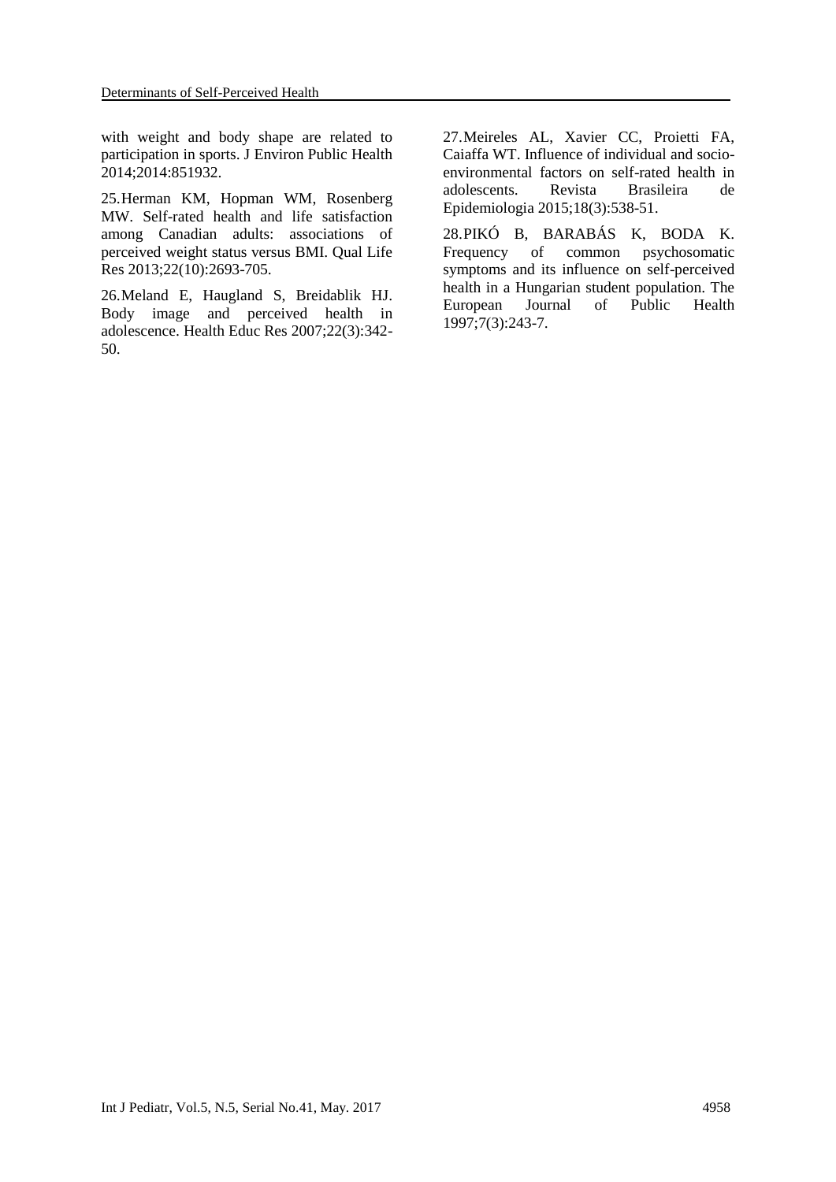with weight and body shape are related to participation in sports. J Environ Public Health 2014;2014:851932.

25. Herman KM, Hopman WM, Rosenberg MW. Self-rated health and life satisfaction among Canadian adults: associations of perceived weight status versus BMI. Qual Life Res 2013;22(10):2693-705.

26. Meland E, Haugland S, Breidablik HJ. Body image and perceived health in adolescence. Health Educ Res 2007;22(3):342-50.

27. Meireles AL, Xavier CC, Proietti FA, Caiaffa WT. Influence of individual and socio-environmental factors on self-rated health in adolescents. Revista Brasileira de Epidemiologia 2015;18(3):538-51.

28. PIKÓ B, BARABÁS K, BODA K. Frequency of common psychosomatic symptoms and its influence on self-perceived health in a Hungarian student population. The European Journal of Public Health 1997;7(3):243-7.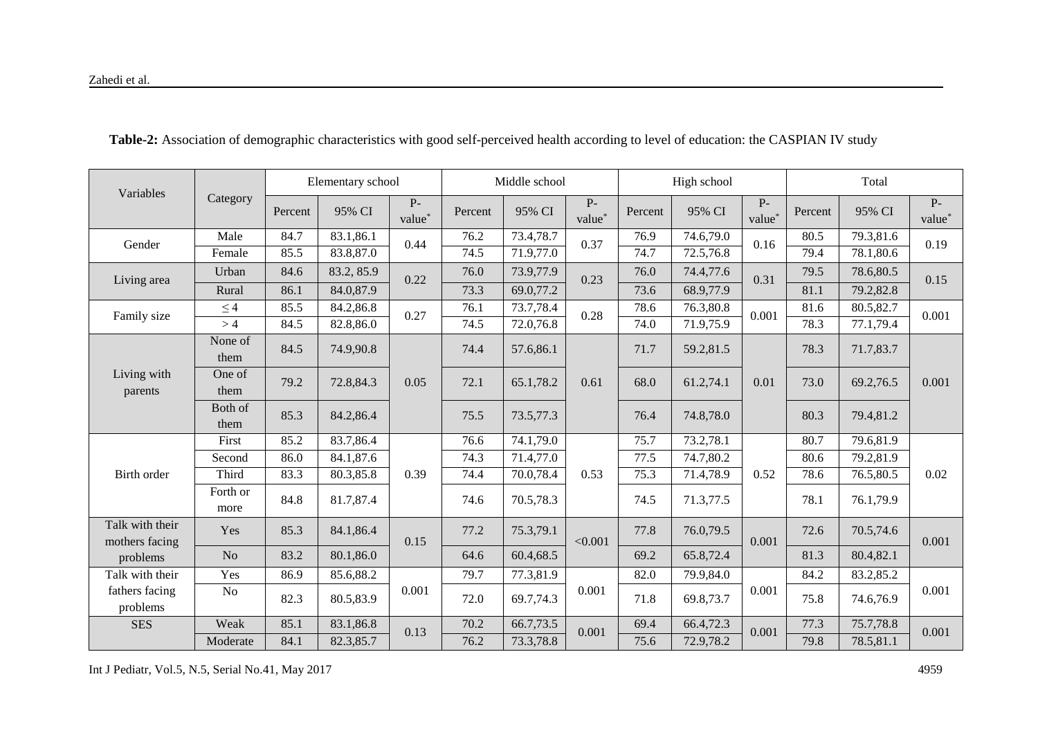**Table-2:** Association of demographic characteristics with good self-perceived health according to level of education: the CASPIAN IV study

| Variables | Category | Elementary school | | | Middle school | | | High school | | | Total | | |
|---|---|---|---|---|---|---|---|---|---|---|---|---|---|
| | | Percent | 95% CI | P-value* | Percent | 95% CI | P-value* | Percent | 95% CI | P-value* | Percent | 95% CI | P-value* |
| Gender | Male | 84.7 | 83.1,86.1 | 0.44 | 76.2 | 73.4,78.7 | 0.37 | 76.9 | 74.6,79.0 | 0.16 | 80.5 | 79.3,81.6 | 0.19 |
| | Female | 85.5 | 83.8,87.0 | | 74.5 | 71.9,77.0 | | 74.7 | 72.5,76.8 | | 79.4 | 78.1,80.6 | |
| Living area | Urban | 84.6 | 83.2, 85.9 | 0.22 | 76.0 | 73.9,77.9 | 0.23 | 76.0 | 74.4,77.6 | 0.31 | 79.5 | 78.6,80.5 | 0.15 |
| | Rural | 86.1 | 84.0,87.9 | | 73.3 | 69.0,77.2 | | 73.6 | 68.9,77.9 | | 81.1 | 79.2,82.8 | |
| Family size | ≤ 4 | 85.5 | 84.2,86.8 | 0.27 | 76.1 | 73.7,78.4 | 0.28 | 78.6 | 76.3,80.8 | 0.001 | 81.6 | 80.5,82.7 | 0.001 |
| | > 4 | 84.5 | 82.8,86.0 | | 74.5 | 72.0,76.8 | | 74.0 | 71.9,75.9 | | 78.3 | 77.1,79.4 | |
| Living with parents | None of them | 84.5 | 74.9,90.8 | 0.05 | 74.4 | 57.6,86.1 | 0.61 | 71.7 | 59.2,81.5 | 0.01 | 78.3 | 71.7,83.7 | 0.001 |
| | One of them | 79.2 | 72.8,84.3 | | 72.1 | 65.1,78.2 | | 68.0 | 61.2,74.1 | | 73.0 | 69.2,76.5 | |
| | Both of them | 85.3 | 84.2,86.4 | | 75.5 | 73.5,77.3 | | 76.4 | 74.8,78.0 | | 80.3 | 79.4,81.2 | |
| Birth order | First | 85.2 | 83.7,86.4 | 0.39 | 76.6 | 74.1,79.0 | 0.53 | 75.7 | 73.2,78.1 | 0.52 | 80.7 | 79.6,81.9 | 0.02 |
| | Second | 86.0 | 84.1,87.6 | | 74.3 | 71.4,77.0 | | 77.5 | 74.7,80.2 | | 80.6 | 79.2,81.9 | |
| | Third | 83.3 | 80.3,85.8 | | 74.4 | 70.0,78.4 | | 75.3 | 71.4,78.9 | | 78.6 | 76.5,80.5 | |
| | Forth or more | 84.8 | 81.7,87.4 | | 74.6 | 70.5,78.3 | | 74.5 | 71.3,77.5 | | 78.1 | 76.1,79.9 | |
| Talk with their mothers facing problems | Yes | 85.3 | 84.1,86.4 | 0.15 | 77.2 | 75.3,79.1 | <0.001 | 77.8 | 76.0,79.5 | 0.001 | 72.6 | 70.5,74.6 | 0.001 |
| | No | 83.2 | 80.1,86.0 | | 64.6 | 60.4,68.5 | | 69.2 | 65.8,72.4 | | 81.3 | 80.4,82.1 | |
| Talk with their fathers facing problems | Yes | 86.9 | 85.6,88.2 | 0.001 | 79.7 | 77.3,81.9 | 0.001 | 82.0 | 79.9,84.0 | 0.001 | 84.2 | 83.2,85.2 | 0.001 |
| | No | 82.3 | 80.5,83.9 | | 72.0 | 69.7,74.3 | | 71.8 | 69.8,73.7 | | 75.8 | 74.6,76.9 | |
| SES | Weak | 85.1 | 83.1,86.8 | 0.13 | 70.2 | 66.7,73.5 | 0.001 | 69.4 | 66.4,72.3 | 0.001 | 77.3 | 75.7,78.8 | 0.001 |
| | Moderate | 84.1 | 82.3,85.7 | | 76.2 | 73.3,78.8 | | 75.6 | 72.9,78.2 | | 79.8 | 78.5,81.1 | |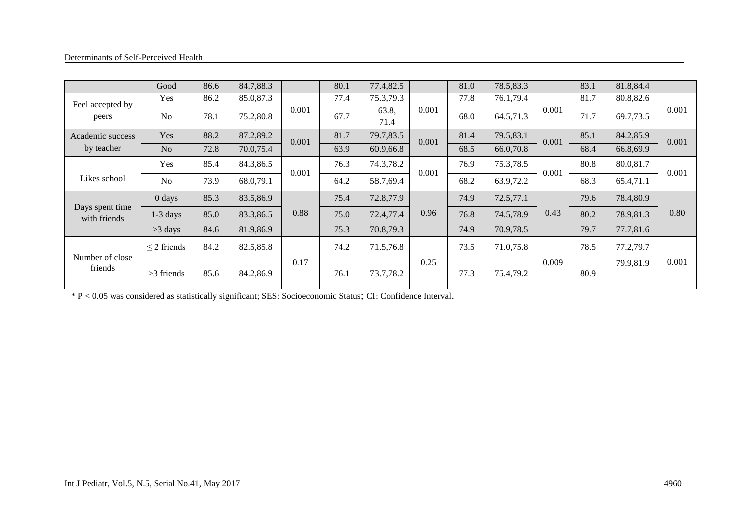| | Good | 86.6 | 84.7,88.3 | | 80.1 | 77.4,82.5 | | 81.0 | 78.5,83.3 | | 83.1 | 81.8,84.4 | |
|---|---|---|---|---|---|---|---|---|---|---|---|---|---|
| Feel accepted by peers | Yes | 86.2 | 85.0,87.3 | 0.001 | 77.4 | 75.3,79.3 | 0.001 | 77.8 | 76.1,79.4 | 0.001 | 81.7 | 80.8,82.6 | 0.001 |
| | No | 78.1 | 75.2,80.8 | | 67.7 | 63.8, 71.4 | | 68.0 | 64.5,71.3 | | 71.7 | 69.7,73.5 | |
| Academic success by teacher | Yes | 88.2 | 87.2,89.2 | 0.001 | 81.7 | 79.7,83.5 | 0.001 | 81.4 | 79.5,83.1 | 0.001 | 85.1 | 84.2,85.9 | 0.001 |
| | No | 72.8 | 70.0,75.4 | | 63.9 | 60.9,66.8 | | 68.5 | 66.0,70.8 | | 68.4 | 66.8,69.9 | |
| Likes school | Yes | 85.4 | 84.3,86.5 | 0.001 | 76.3 | 74.3,78.2 | 0.001 | 76.9 | 75.3,78.5 | 0.001 | 80.8 | 80.0,81.7 | 0.001 |
| | No | 73.9 | 68.0,79.1 | | 64.2 | 58.7,69.4 | | 68.2 | 63.9,72.2 | | 68.3 | 65.4,71.1 | |
| Days spent time with friends | 0 days | 85.3 | 83.5,86.9 | 0.88 | 75.4 | 72.8,77.9 | 0.96 | 74.9 | 72.5,77.1 | 0.43 | 79.6 | 78.4,80.9 | 0.80 |
| | 1-3 days | 85.0 | 83.3,86.5 | | 75.0 | 72.4,77.4 | | 76.8 | 74.5,78.9 | | 80.2 | 78.9,81.3 | |
| | >3 days | 84.6 | 81.9,86.9 | | 75.3 | 70.8,79.3 | | 74.9 | 70.9,78.5 | | 79.7 | 77.7,81.6 | |
| Number of close friends | ≤ 2 friends | 84.2 | 82.5,85.8 | 0.17 | 74.2 | 71.5,76.8 | 0.25 | 73.5 | 71.0,75.8 | 0.009 | 78.5 | 77.2,79.7 | 0.001 |
| | >3 friends | 85.6 | 84.2,86.9 | | 76.1 | 73.7,78.2 | | 77.3 | 75.4,79.2 | | 80.9 | 79.9,81.9 | |

* $P < 0.05$ was considered as statistically significant; SES: Socioeconomic Status; CI: Confidence Interval.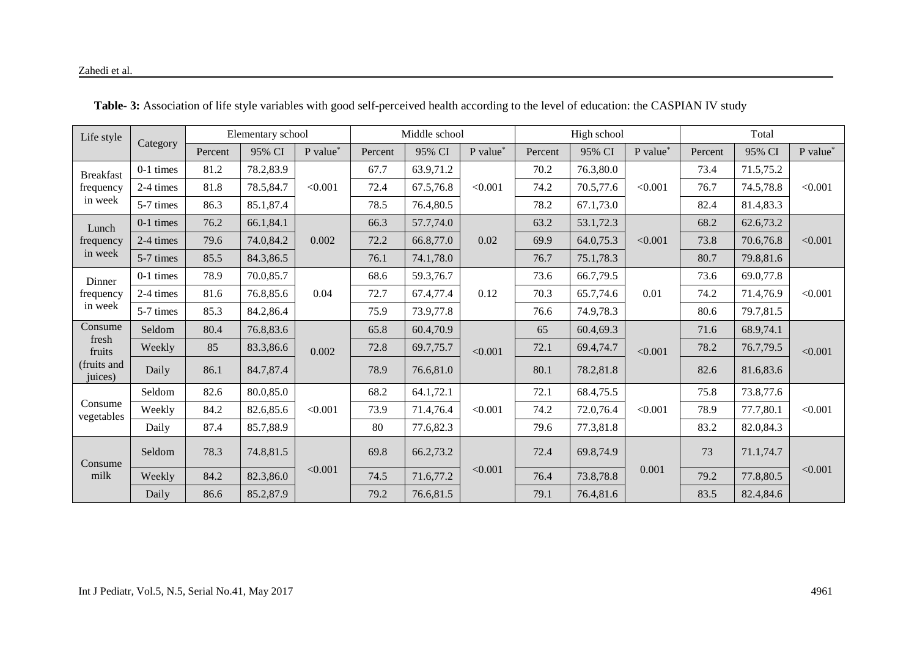**Table- 3:** Association of life style variables with good self-perceived health according to the level of education: the CASPIAN IV study

| Life style | Category | Elementary school | | | Middle school | | | High school | | | Total | | |
|---|---|---|---|---|---|---|---|---|---|---|---|---|---|
| | | Percent | 95% CI | P value* | Percent | 95% CI | P value* | Percent | 95% CI | P value* | Percent | 95% CI | P value* |
| Breakfast frequency in week | 0-1 times | 81.2 | 78.2,83.9 | <0.001 | 67.7 | 63.9,71.2 | <0.001 | 70.2 | 76.3,80.0 | <0.001 | 73.4 | 71.5,75.2 | <0.001 |
| | 2-4 times | 81.8 | 78.5,84.7 | | 72.4 | 67.5,76.8 | | 74.2 | 70.5,77.6 | | 76.7 | 74.5,78.8 | |
| | 5-7 times | 86.3 | 85.1,87.4 | | 78.5 | 76.4,80.5 | | 78.2 | 67.1,73.0 | | 82.4 | 81.4,83.3 | |
| Lunch frequency in week | 0-1 times | 76.2 | 66.1,84.1 | 0.002 | 66.3 | 57.7,74.0 | 0.02 | 63.2 | 53.1,72.3 | <0.001 | 68.2 | 62.6,73.2 | <0.001 |
| | 2-4 times | 79.6 | 74.0,84.2 | | 72.2 | 66.8,77.0 | | 69.9 | 64.0,75.3 | | 73.8 | 70.6,76.8 | |
| | 5-7 times | 85.5 | 84.3,86.5 | | 76.1 | 74.1,78.0 | | 76.7 | 75.1,78.3 | | 80.7 | 79.8,81.6 | |
| Dinner frequency in week | 0-1 times | 78.9 | 70.0,85.7 | 0.04 | 68.6 | 59.3,76.7 | 0.12 | 73.6 | 66.7,79.5 | 0.01 | 73.6 | 69.0,77.8 | <0.001 |
| | 2-4 times | 81.6 | 76.8,85.6 | | 72.7 | 67.4,77.4 | | 70.3 | 65.7,74.6 | | 74.2 | 71.4,76.9 | |
| | 5-7 times | 85.3 | 84.2,86.4 | | 75.9 | 73.9,77.8 | | 76.6 | 74.9,78.3 | | 80.6 | 79.7,81.5 | |
| Consume fresh fruits (fruits and juices) | Seldom | 80.4 | 76.8,83.6 | 0.002 | 65.8 | 60.4,70.9 | <0.001 | 65 | 60.4,69.3 | <0.001 | 71.6 | 68.9,74.1 | <0.001 |
| | Weekly | 85 | 83.3,86.6 | | 72.8 | 69.7,75.7 | | 72.1 | 69.4,74.7 | | 78.2 | 76.7,79.5 | |
| | Daily | 86.1 | 84.7,87.4 | | 78.9 | 76.6,81.0 | | 80.1 | 78.2,81.8 | | 82.6 | 81.6,83.6 | |
| Consume vegetables | Seldom | 82.6 | 80.0,85.0 | <0.001 | 68.2 | 64.1,72.1 | <0.001 | 72.1 | 68.4,75.5 | <0.001 | 75.8 | 73.8,77.6 | <0.001 |
| | Weekly | 84.2 | 82.6,85.6 | | 73.9 | 71.4,76.4 | | 74.2 | 72.0,76.4 | | 78.9 | 77.7,80.1 | |
| | Daily | 87.4 | 85.7,88.9 | | 80 | 77.6,82.3 | | 79.6 | 77.3,81.8 | | 83.2 | 82.0,84.3 | |
| Consume milk | Seldom | 78.3 | 74.8,81.5 | <0.001 | 69.8 | 66.2,73.2 | <0.001 | 72.4 | 69.8,74.9 | 0.001 | 73 | 71.1,74.7 | <0.001 |
| | Weekly | 84.2 | 82.3,86.0 | | 74.5 | 71.6,77.2 | | 76.4 | 73.8,78.8 | | 79.2 | 77.8,80.5 | |
| | Daily | 86.6 | 85.2,87.9 | | 79.2 | 76.6,81.5 | | 79.1 | 76.4,81.6 | | 83.5 | 82.4,84.6 | |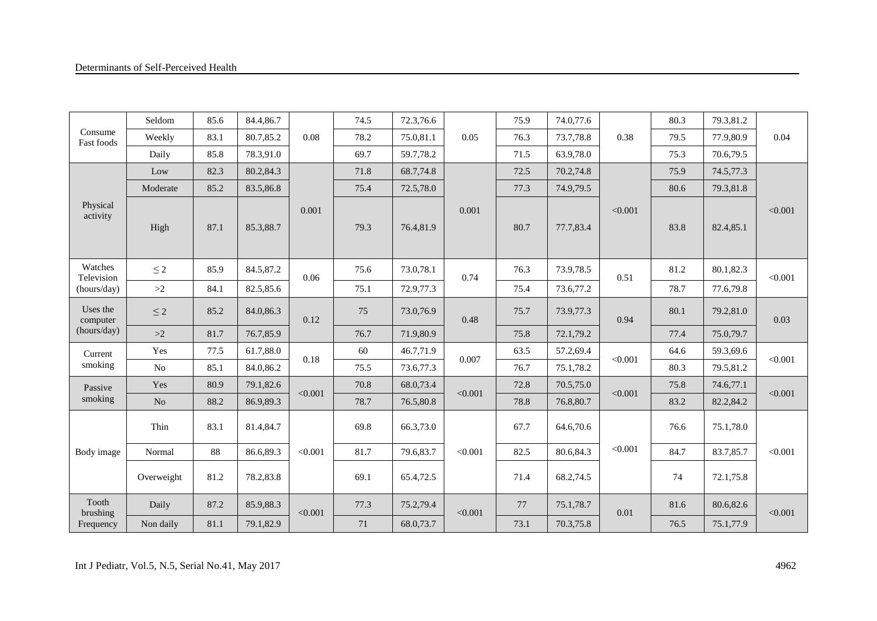| Consume Fast foods | Seldom | 85.6 | 84.4,86.7 | 0.08 | 74.5 | 72.3,76.6 | 0.05 | 75.9 | 74.0,77.6 | 0.38 | 80.3 | 79.3,81.2 | 0.04 |
|---|---|---|---|---|---|---|---|---|---|---|---|---|---|
| | Weekly | 83.1 | 80.7,85.2 | | 78.2 | 75.0,81.1 | | 76.3 | 73.7,78.8 | | 79.5 | 77.9,80.9 | |
| | Daily | 85.8 | 78.3,91.0 | | 69.7 | 59.7,78.2 | | 71.5 | 63.9,78.0 | | 75.3 | 70.6,79.5 | |
| Physical activity | Low | 82.3 | 80.2,84.3 | 0.001 | 71.8 | 68.7,74.8 | 0.001 | 72.5 | 70.2,74.8 | <0.001 | 75.9 | 74.5,77.3 | <0.001 |
| | Moderate | 85.2 | 83.5,86.8 | | 75.4 | 72.5,78.0 | | 77.3 | 74.9,79.5 | | 80.6 | 79.3,81.8 | |
| | High | 87.1 | 85.3,88.7 | | 79.3 | 76.4,81.9 | | 80.7 | 77.7,83.4 | | 83.8 | 82.4,85.1 | |
| Watches Television (hours/day) | ≤ 2 | 85.9 | 84.5,87.2 | 0.06 | 75.6 | 73.0,78.1 | 0.74 | 76.3 | 73.9,78.5 | 0.51 | 81.2 | 80.1,82.3 | <0.001 |
| | >2 | 84.1 | 82.5,85.6 | | 75.1 | 72.9,77.3 | | 75.4 | 73.6,77.2 | | 78.7 | 77.6,79.8 | |
| Uses the computer (hours/day) | ≤ 2 | 85.2 | 84.0,86.3 | 0.12 | 75 | 73.0,76.9 | 0.48 | 75.7 | 73.9,77.3 | 0.94 | 80.1 | 79.2,81.0 | 0.03 |
| | >2 | 81.7 | 76.7,85.9 | | 76.7 | 71.9,80.9 | | 75.8 | 72.1,79.2 | | 77.4 | 75.0,79.7 | |
| Current smoking | Yes | 77.5 | 61.7,88.0 | 0.18 | 60 | 46.7,71.9 | 0.007 | 63.5 | 57.2,69.4 | <0.001 | 64.6 | 59.3,69.6 | <0.001 |
| | No | 85.1 | 84.0,86.2 | | 75.5 | 73.6,77.3 | | 76.7 | 75.1,78.2 | | 80.3 | 79.5,81.2 | |
| Passive smoking | Yes | 80.9 | 79.1,82.6 | <0.001 | 70.8 | 68.0,73.4 | <0.001 | 72.8 | 70.5,75.0 | <0.001 | 75.8 | 74.6,77.1 | <0.001 |
| | No | 88.2 | 86.9,89.3 | | 78.7 | 76.5,80.8 | | 78.8 | 76.8,80.7 | | 83.2 | 82.2,84.2 | |
| Body image | Thin | 83.1 | 81.4,84.7 | <0.001 | 69.8 | 66.3,73.0 | <0.001 | 67.7 | 64.6,70.6 | <0.001 | 76.6 | 75.1,78.0 | <0.001 |
| | Normal | 88 | 86.6,89.3 | | 81.7 | 79.6,83.7 | | 82.5 | 80.6,84.3 | | 84.7 | 83.7,85.7 | |
| | Overweight | 81.2 | 78.2,83.8 | | 69.1 | 65.4,72.5 | | 71.4 | 68.2,74.5 | | 74 | 72.1,75.8 | |
| Tooth brushing Frequency | Daily | 87.2 | 85.9,88.3 | <0.001 | 77.3 | 75.2,79.4 | <0.001 | 77 | 75.1,78.7 | 0.01 | 81.6 | 80.6,82.6 | <0.001 |
| | Non daily | 81.1 | 79.1,82.9 | | 71 | 68.0,73.7 | | 73.1 | 70.3,75.8 | | 76.5 | 75.1,77.9 | |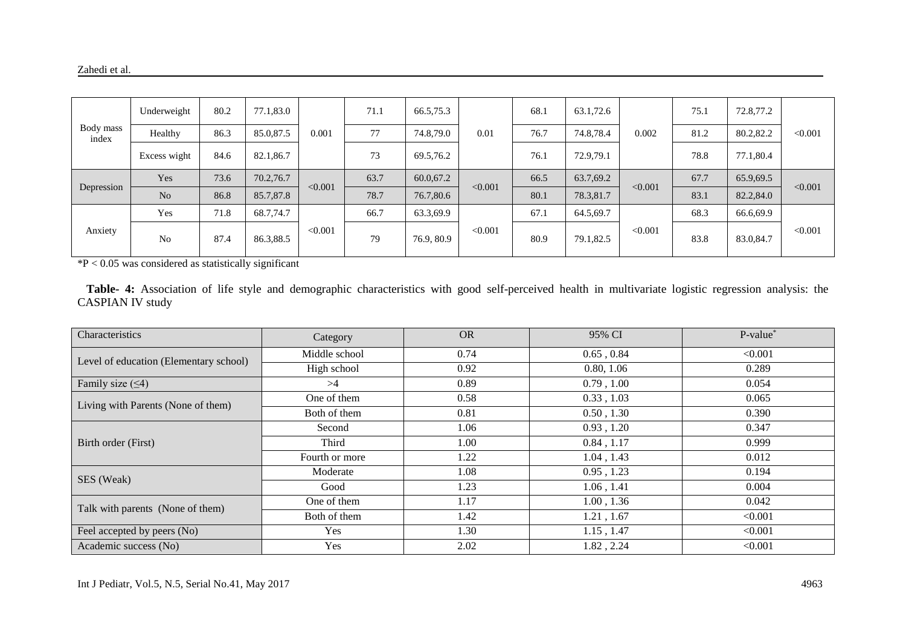| | | | | | | | | | | | | | |
|---|---|---|---|---|---|---|---|---|---|---|---|---|---|
| Body mass index | Underweight | 80.2 | 77.1,83.0 | 0.001 | 71.1 | 66.5,75.3 | 0.01 | 68.1 | 63.1,72.6 | 0.002 | 75.1 | 72.8,77.2 | <0.001 |
| | Healthy | 86.3 | 85.0,87.5 | | 77 | 74.8,79.0 | | 76.7 | 74.8,78.4 | | 81.2 | 80.2,82.2 | |
| | Excess wight | 84.6 | 82.1,86.7 | | 73 | 69.5,76.2 | | 76.1 | 72.9,79.1 | | 78.8 | 77.1,80.4 | |
| Depression | Yes | 73.6 | 70.2,76.7 | <0.001 | 63.7 | 60.0,67.2 | <0.001 | 66.5 | 63.7,69.2 | <0.001 | 67.7 | 65.9,69.5 | <0.001 |
| | No | 86.8 | 85.7,87.8 | | 78.7 | 76.7,80.6 | | 80.1 | 78.3,81.7 | | 83.1 | 82.2,84.0 | |
| Anxiety | Yes | 71.8 | 68.7,74.7 | <0.001 | 66.7 | 63.3,69.9 | <0.001 | 67.1 | 64.5,69.7 | <0.001 | 68.3 | 66.6,69.9 | <0.001 |
| | No | 87.4 | 86.3,88.5 | | 79 | 76.9, 80.9 | | 80.9 | 79.1,82.5 | | 83.8 | 83.0,84.7 | |

*P < 0.05 was considered as statistically significant

**Table- 4:** Association of life style and demographic characteristics with good self-perceived health in multivariate logistic regression analysis: the CASPIAN IV study

| Characteristics | Category | OR | 95% CI | P-value* |
|---|---|---|---|---|
| Level of education (Elementary school) | Middle school | 0.74 | 0.65 , 0.84 | <0.001 |
| | High school | 0.92 | 0.80, 1.06 | 0.289 |
| Family size (≤4) | >4 | 0.89 | 0.79 , 1.00 | 0.054 |
| Living with Parents (None of them) | One of them | 0.58 | 0.33 , 1.03 | 0.065 |
| | Both of them | 0.81 | 0.50 , 1.30 | 0.390 |
| Birth order (First) | Second | 1.06 | 0.93 , 1.20 | 0.347 |
| | Third | 1.00 | 0.84 , 1.17 | 0.999 |
| | Fourth or more | 1.22 | 1.04 , 1.43 | 0.012 |
| SES (Weak) | Moderate | 1.08 | 0.95 , 1.23 | 0.194 |
| | Good | 1.23 | 1.06 , 1.41 | 0.004 |
| Talk with parents (None of them) | One of them | 1.17 | 1.00 , 1.36 | 0.042 |
| | Both of them | 1.42 | 1.21 , 1.67 | <0.001 |
| Feel accepted by peers (No) | Yes | 1.30 | 1.15 , 1.47 | <0.001 |
| Academic success (No) | Yes | 2.02 | 1.82 , 2.24 | <0.001 |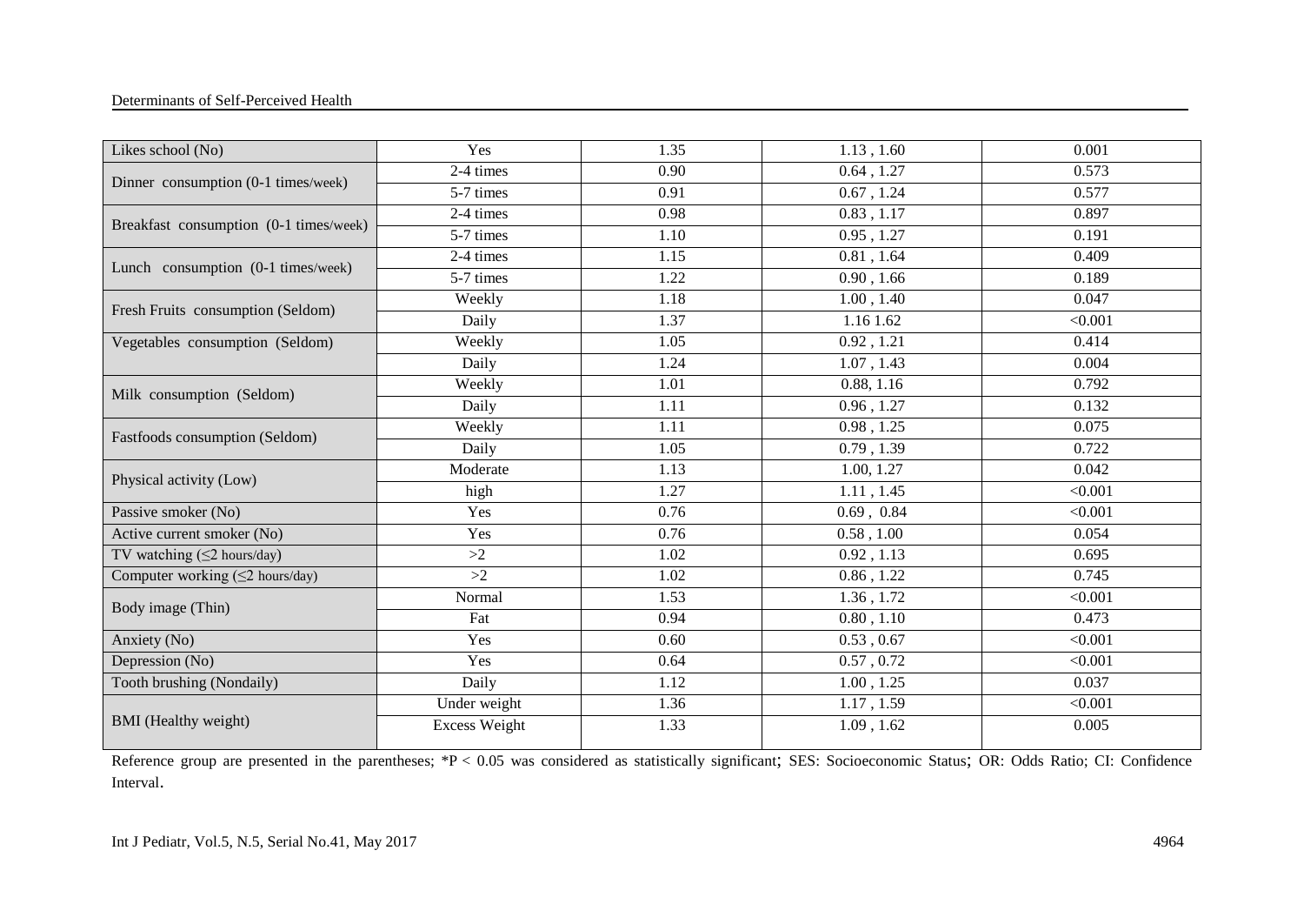| | | | | |
|---|---|---|---|---|
| Likes school (No) | Yes | 1.35 | 1.13 , 1.60 | 0.001 |
| Dinner consumption (0-1 times/week) | 2-4 times | 0.90 | 0.64 , 1.27 | 0.573 |
| | 5-7 times | 0.91 | 0.67 , 1.24 | 0.577 |
| Breakfast consumption (0-1 times/week) | 2-4 times | 0.98 | 0.83 , 1.17 | 0.897 |
| | 5-7 times | 1.10 | 0.95 , 1.27 | 0.191 |
| Lunch consumption (0-1 times/week) | 2-4 times | 1.15 | 0.81 , 1.64 | 0.409 |
| | 5-7 times | 1.22 | 0.90 , 1.66 | 0.189 |
| Fresh Fruits consumption (Seldom) | Weekly | 1.18 | 1.00 , 1.40 | 0.047 |
| | Daily | 1.37 | 1.16 1.62 | <0.001 |
| Vegetables consumption (Seldom) | Weekly | 1.05 | 0.92 , 1.21 | 0.414 |
| | Daily | 1.24 | 1.07 , 1.43 | 0.004 |
| Milk consumption (Seldom) | Weekly | 1.01 | 0.88, 1.16 | 0.792 |
| | Daily | 1.11 | 0.96 , 1.27 | 0.132 |
| Fastfoods consumption (Seldom) | Weekly | 1.11 | 0.98 , 1.25 | 0.075 |
| | Daily | 1.05 | 0.79 , 1.39 | 0.722 |
| Physical activity (Low) | Moderate | 1.13 | 1.00, 1.27 | 0.042 |
| | high | 1.27 | 1.11 , 1.45 | <0.001 |
| Passive smoker (No) | Yes | 0.76 | 0.69 , 0.84 | <0.001 |
| Active current smoker (No) | Yes | 0.76 | 0.58 , 1.00 | 0.054 |
| TV watching (≤2 hours/day) | >2 | 1.02 | 0.92 , 1.13 | 0.695 |
| Computer working (≤2 hours/day) | >2 | 1.02 | 0.86 , 1.22 | 0.745 |
| Body image (Thin) | Normal | 1.53 | 1.36 , 1.72 | <0.001 |
| | Fat | 0.94 | 0.80 , 1.10 | 0.473 |
| Anxiety (No) | Yes | 0.60 | 0.53 , 0.67 | <0.001 |
| Depression (No) | Yes | 0.64 | 0.57 , 0.72 | <0.001 |
| Tooth brushing (Nondaily) | Daily | 1.12 | 1.00 , 1.25 | 0.037 |
| BMI (Healthy weight) | Under weight | 1.36 | 1.17 , 1.59 | <0.001 |
| | Excess Weight | 1.33 | 1.09 , 1.62 | 0.005 |

Reference group are presented in the parentheses; *P < 0.05 was considered as statistically significant; SES: Socioeconomic Status; OR: Odds Ratio; CI: Confidence Interval.